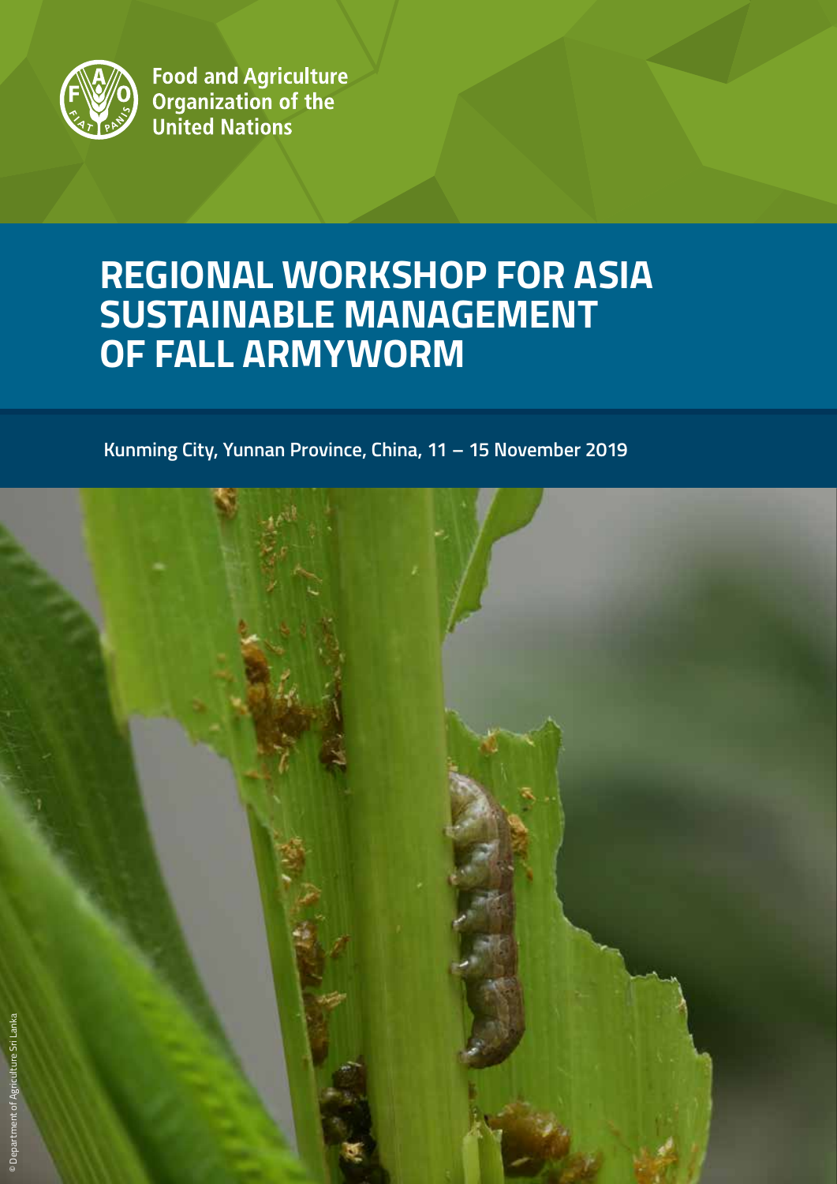Food and Agriculture Organization of the United Nations

# REGIONAL WORKSHOP FOR ASIA SUSTAINABLE MANAGEMENT OF FALL ARMYWORM

Kunming City, Yunnan Province, China, 11 – 15 November 2019

© Department of Agriculture Sri Lanka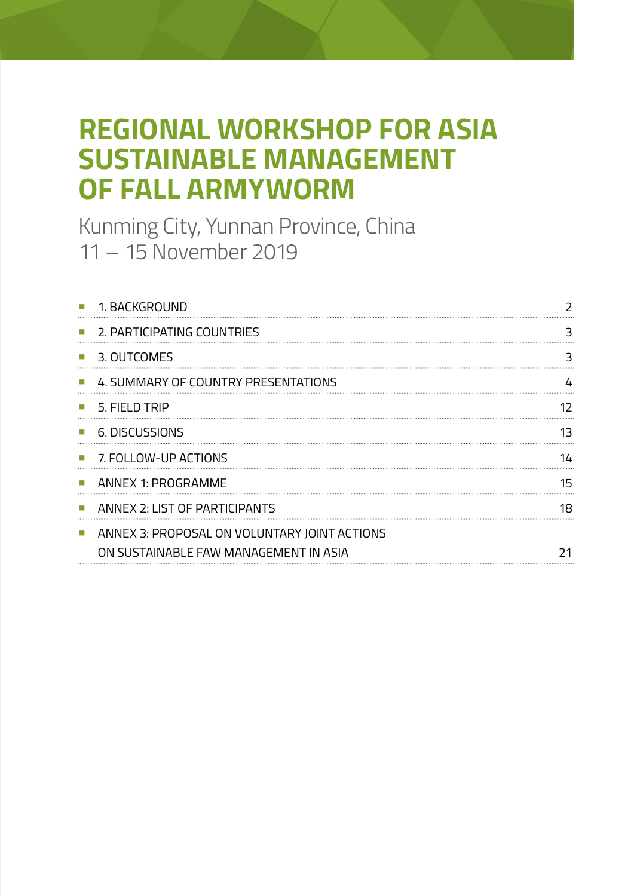# REGIONAL WORKSHOP FOR ASIA SUSTAINABLE MANAGEMENT OF FALL ARMYWORM

Kunming City, Yunnan Province, China
11 – 15 November 2019

| | |
|---|---|
| 1. BACKGROUND | 2 |
| 2. PARTICIPATING COUNTRIES | 3 |
| 3. OUTCOMES | 3 |
| 4. SUMMARY OF COUNTRY PRESENTATIONS | 4 |
| 5. FIELD TRIP | 12 |
| 6. DISCUSSIONS | 13 |
| 7. FOLLOW-UP ACTIONS | 14 |
| ANNEX 1: PROGRAMME | 15 |
| ANNEX 2: LIST OF PARTICIPANTS | 18 |
| ANNEX 3: PROPOSAL ON VOLUNTARY JOINT ACTIONS ON SUSTAINABLE FAW MANAGEMENT IN ASIA | 21 |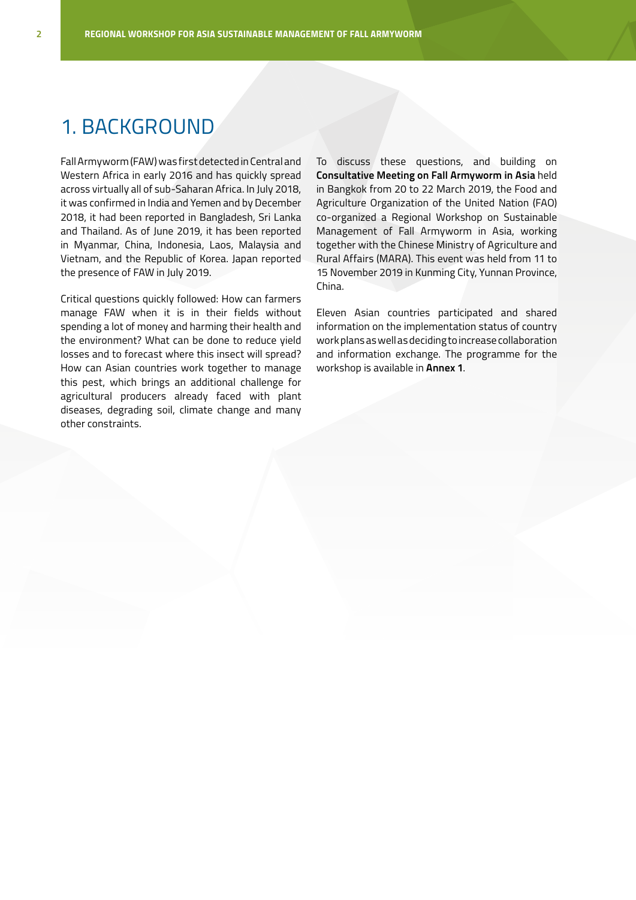# 1. BACKGROUND

Fall Armyworm (FAW) was first detected in Central and Western Africa in early 2016 and has quickly spread across virtually all of sub-Saharan Africa. In July 2018, it was confirmed in India and Yemen and by December 2018, it had been reported in Bangladesh, Sri Lanka and Thailand. As of June 2019, it has been reported in Myanmar, China, Indonesia, Laos, Malaysia and Vietnam, and the Republic of Korea. Japan reported the presence of FAW in July 2019.

Critical questions quickly followed: How can farmers manage FAW when it is in their fields without spending a lot of money and harming their health and the environment? What can be done to reduce yield losses and to forecast where this insect will spread? How can Asian countries work together to manage this pest, which brings an additional challenge for agricultural producers already faced with plant diseases, degrading soil, climate change and many other constraints.

To discuss these questions, and building on **Consultative Meeting on Fall Armyworm in Asia** held in Bangkok from 20 to 22 March 2019, the Food and Agriculture Organization of the United Nation (FAO) co-organized a Regional Workshop on Sustainable Management of Fall Armyworm in Asia, working together with the Chinese Ministry of Agriculture and Rural Affairs (MARA). This event was held from 11 to 15 November 2019 in Kunming City, Yunnan Province, China.

Eleven Asian countries participated and shared information on the implementation status of country work plans as well as deciding to increase collaboration and information exchange. The programme for the workshop is available in **Annex 1**.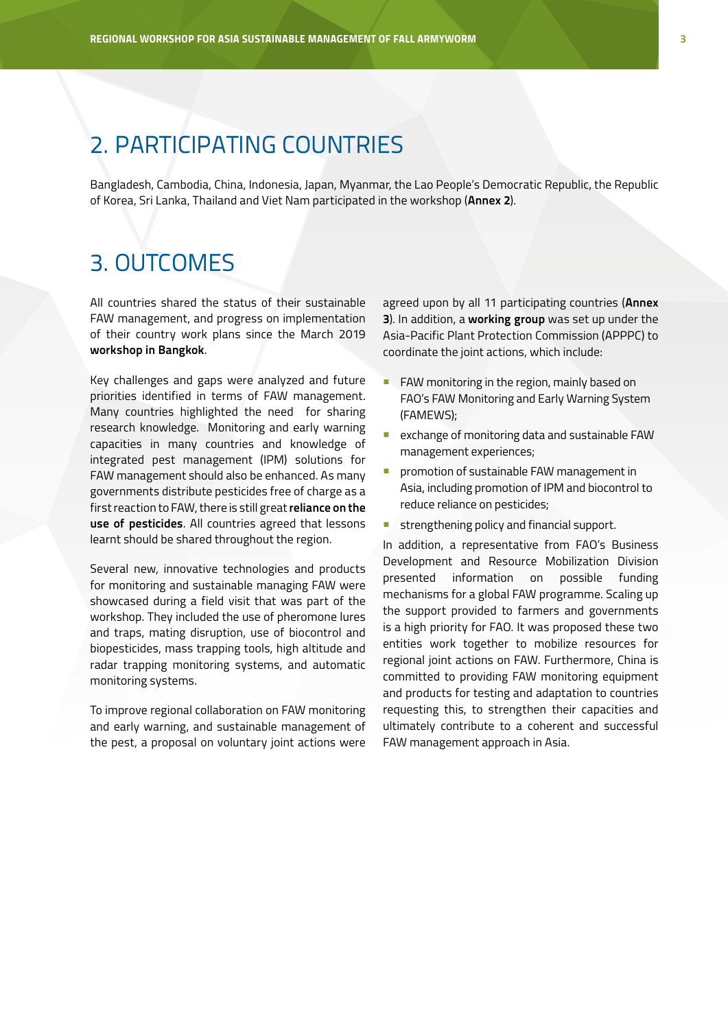## 2. PARTICIPATING COUNTRIES

Bangladesh, Cambodia, China, Indonesia, Japan, Myanmar, the Lao People's Democratic Republic, the Republic of Korea, Sri Lanka, Thailand and Viet Nam participated in the workshop (**Annex 2**).

## 3. OUTCOMES

All countries shared the status of their sustainable FAW management, and progress on implementation of their country work plans since the March 2019 **workshop in Bangkok**.

Key challenges and gaps were analyzed and future priorities identified in terms of FAW management. Many countries highlighted the need for sharing research knowledge. Monitoring and early warning capacities in many countries and knowledge of integrated pest management (IPM) solutions for FAW management should also be enhanced. As many governments distribute pesticides free of charge as a first reaction to FAW, there is still great **reliance on the use of pesticides**. All countries agreed that lessons learnt should be shared throughout the region.

Several new, innovative technologies and products for monitoring and sustainable managing FAW were showcased during a field visit that was part of the workshop. They included the use of pheromone lures and traps, mating disruption, use of biocontrol and biopesticides, mass trapping tools, high altitude and radar trapping monitoring systems, and automatic monitoring systems.

To improve regional collaboration on FAW monitoring and early warning, and sustainable management of the pest, a proposal on voluntary joint actions were agreed upon by all 11 participating countries (**Annex 3**). In addition, a **working group** was set up under the Asia-Pacific Plant Protection Commission (APPPC) to coordinate the joint actions, which include:

- FAW monitoring in the region, mainly based on FAO's FAW Monitoring and Early Warning System (FAMEWS);
- exchange of monitoring data and sustainable FAW management experiences;
- promotion of sustainable FAW management in Asia, including promotion of IPM and biocontrol to reduce reliance on pesticides;
- strengthening policy and financial support.

In addition, a representative from FAO's Business Development and Resource Mobilization Division presented information on possible funding mechanisms for a global FAW programme. Scaling up the support provided to farmers and governments is a high priority for FAO. It was proposed these two entities work together to mobilize resources for regional joint actions on FAW. Furthermore, China is committed to providing FAW monitoring equipment and products for testing and adaptation to countries requesting this, to strengthen their capacities and ultimately contribute to a coherent and successful FAW management approach in Asia.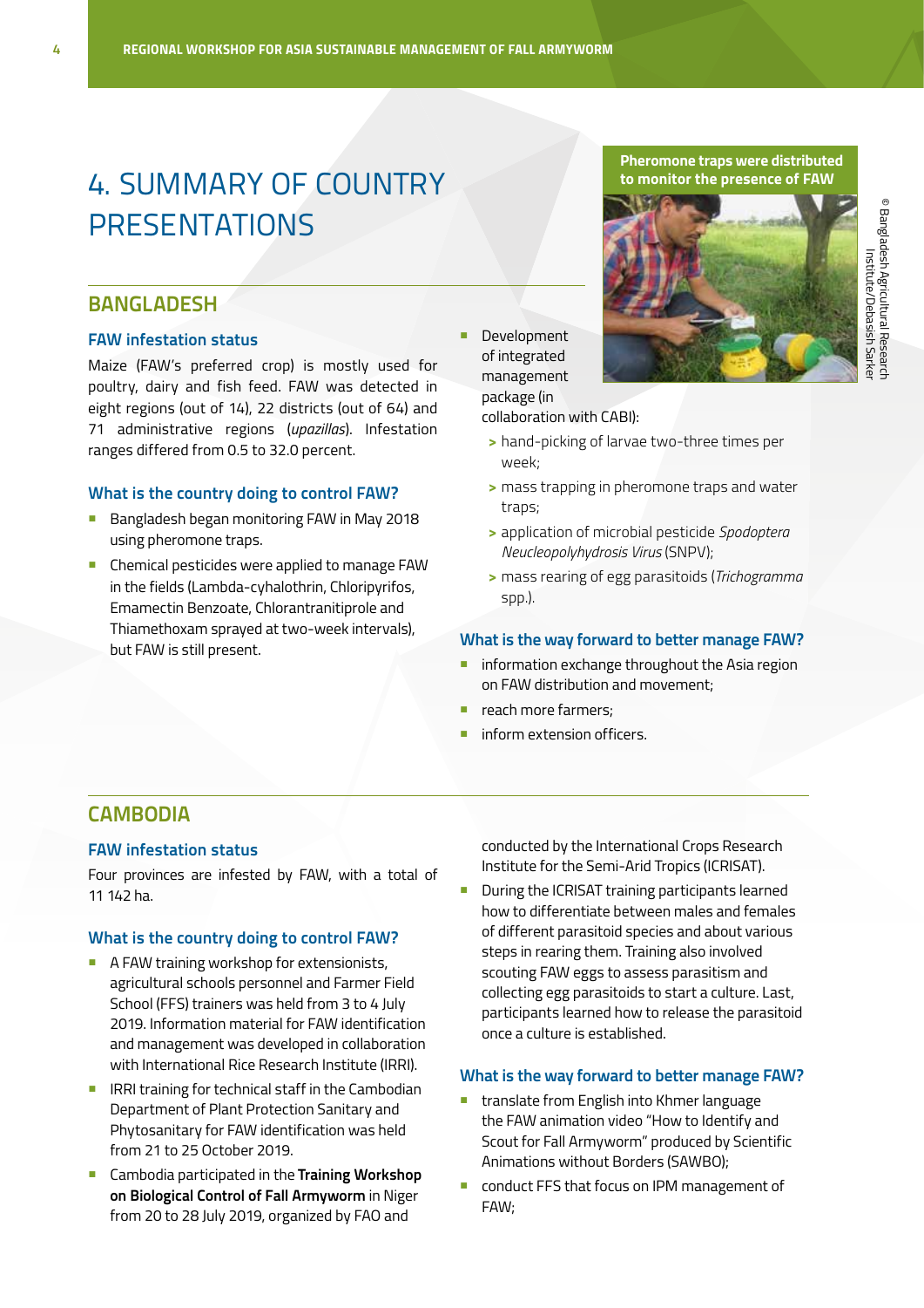# 4. SUMMARY OF COUNTRY PRESENTATIONS

## BANGLADESH

### FAW infestation status

Maize (FAW's preferred crop) is mostly used for poultry, dairy and fish feed. FAW was detected in eight regions (out of 14), 22 districts (out of 64) and 71 administrative regions (*upazillas*). Infestation ranges differed from 0.5 to 32.0 percent.

### What is the country doing to control FAW?

- Bangladesh began monitoring FAW in May 2018 using pheromone traps.
- Chemical pesticides were applied to manage FAW in the fields (Lambda-cyhalothrin, Chloripyrifos, Emamectin Benzoate, Chlorantranitiprole and Thiamethoxam sprayed at two-week intervals), but FAW is still present.
- Development of integrated management package (in collaboration with CABI):
  - hand-picking of larvae two-three times per week;
  - mass trapping in pheromone traps and water traps;
  - application of microbial pesticide *Spodoptera Neucleopolyhydrosis Virus* (SNPV);
  - mass rearing of egg parasitoids (*Trichogramma* spp.).

Pheromone traps were distributed to monitor the presence of FAW

© Bangladesh Agricultural Research Institute/Debasish Sarker

### What is the way forward to better manage FAW?

- information exchange throughout the Asia region on FAW distribution and movement;
- reach more farmers;
- inform extension officers.

## CAMBODIA

### FAW infestation status

Four provinces are infested by FAW, with a total of 11 142 ha.

### What is the country doing to control FAW?

- A FAW training workshop for extensionists, agricultural schools personnel and Farmer Field School (FFS) trainers was held from 3 to 4 July 2019. Information material for FAW identification and management was developed in collaboration with International Rice Research Institute (IRRI).
- IRRI training for technical staff in the Cambodian Department of Plant Protection Sanitary and Phytosanitary for FAW identification was held from 21 to 25 October 2019.
- Cambodia participated in the **Training Workshop on Biological Control of Fall Armyworm** in Niger from 20 to 28 July 2019, organized by FAO and conducted by the International Crops Research Institute for the Semi-Arid Tropics (ICRISAT).
- During the ICRISAT training participants learned how to differentiate between males and females of different parasitoid species and about various steps in rearing them. Training also involved scouting FAW eggs to assess parasitism and collecting egg parasitoids to start a culture. Last, participants learned how to release the parasitoid once a culture is established.

### What is the way forward to better manage FAW?

- translate from English into Khmer language the FAW animation video "How to Identify and Scout for Fall Armyworm" produced by Scientific Animations without Borders (SAWBO);
- conduct FFS that focus on IPM management of FAW;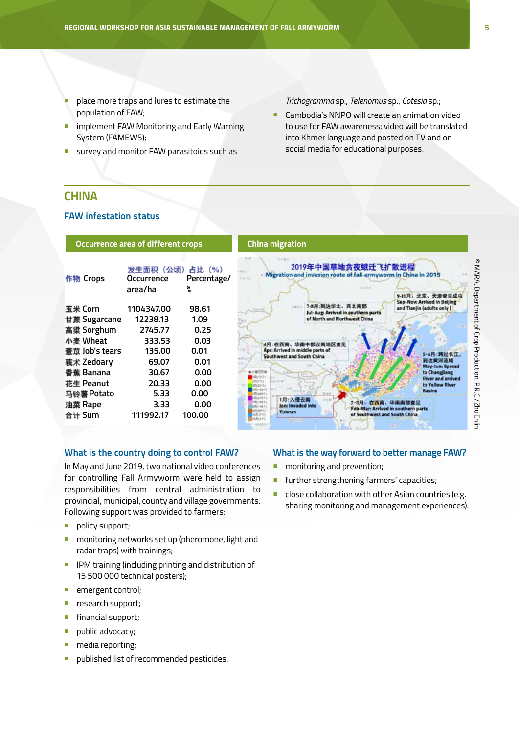- place more traps and lures to estimate the population of FAW;
- implement FAW Monitoring and Early Warning System (FAMEWS);
- survey and monitor FAW parasitoids such as *Trichogramma* sp., *Telenomus* sp., *Cotesia* sp.;
- Cambodia's NNPO will create an animation video to use for FAW awareness; video will be translated into Khmer language and posted on TV and on social media for educational purposes.

## CHINA

### FAW infestation status

**Occurrence area of different crops**

| 作物 Crops | 发生面积（公顷）Occurrence area/ha | 占比（%）Percentage/ % |
|---|---|---|
| 玉米 Corn | 1104347.00 | 98.61 |
| 甘蔗 Sugarcane | 12238.13 | 1.09 |
| 高粱 Sorghum | 2745.77 | 0.25 |
| 小麦 Wheat | 333.53 | 0.03 |
| 薏苡 Job's tears | 135.00 | 0.01 |
| 莪术 Zedoary | 69.07 | 0.01 |
| 香蕉 Banana | 30.67 | 0.00 |
| 花生 Peanut | 20.33 | 0.00 |
| 马铃薯 Potato | 5.33 | 0.00 |
| 油菜 Rape | 3.33 | 0.00 |
| 合计 Sum | 111992.17 | 100.00 |

**China migration**

© MARA, Department of Crop Production, P.R.C./Zhu Enlin

### What is the country doing to control FAW?

In May and June 2019, two national video conferences for controlling Fall Armyworm were held to assign responsibilities from central administration to provincial, municipal, county and village governments. Following support was provided to farmers:

- policy support;
- monitoring networks set up (pheromone, light and radar traps) with trainings;
- IPM training (including printing and distribution of 15 500 000 technical posters);
- emergent control;
- research support;
- financial support;
- public advocacy;
- media reporting;
- published list of recommended pesticides.

### What is the way forward to better manage FAW?

- monitoring and prevention;
- further strengthening farmers' capacities;
- close collaboration with other Asian countries (e.g. sharing monitoring and management experiences).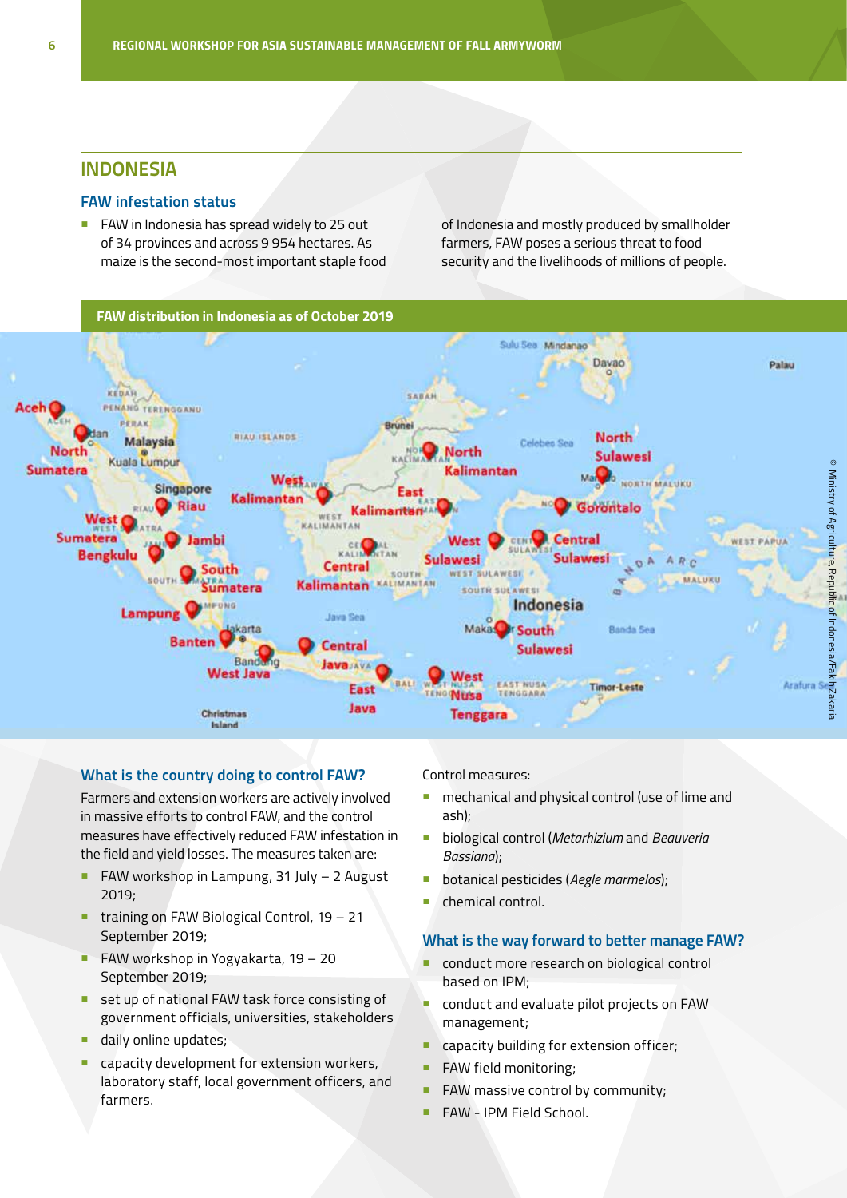## INDONESIA

### FAW infestation status

- FAW in Indonesia has spread widely to 25 out of 34 provinces and across 9 954 hectares. As maize is the second-most important staple food of Indonesia and mostly produced by smallholder farmers, FAW poses a serious threat to food security and the livelihoods of millions of people.

**FAW distribution in Indonesia as of October 2019**

© Ministry of Agriculture, Republic of Indonesia/FakihZakaria

### What is the country doing to control FAW?

Farmers and extension workers are actively involved in massive efforts to control FAW, and the control measures have effectively reduced FAW infestation in the field and yield losses. The measures taken are:

- FAW workshop in Lampung, 31 July – 2 August 2019;
- training on FAW Biological Control, 19 – 21 September 2019;
- FAW workshop in Yogyakarta, 19 – 20 September 2019;
- set up of national FAW task force consisting of government officials, universities, stakeholders
- daily online updates;
- capacity development for extension workers, laboratory staff, local government officers, and farmers.

Control measures:

- mechanical and physical control (use of lime and ash);
- biological control (*Metarhizium* and *Beauveria Bassiana*);
- botanical pesticides (*Aegle marmelos*);
- chemical control.

### What is the way forward to better manage FAW?

- conduct more research on biological control based on IPM;
- conduct and evaluate pilot projects on FAW management;
- capacity building for extension officer;
- FAW field monitoring;
- FAW massive control by community;
- FAW - IPM Field School.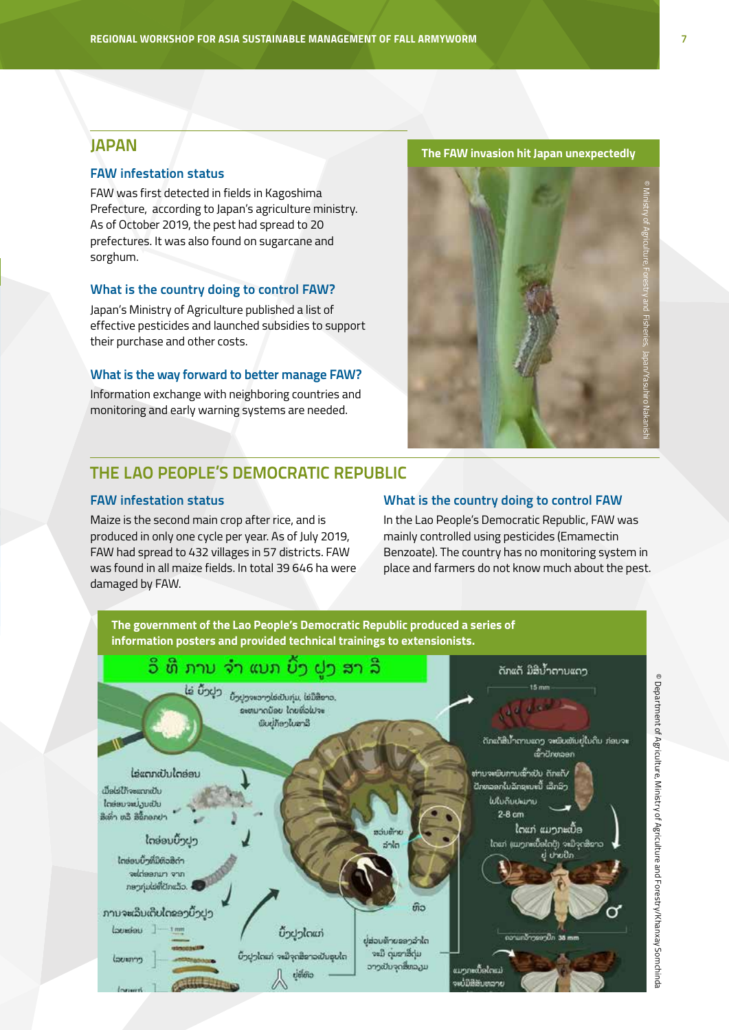## JAPAN

### FAW infestation status

FAW was first detected in fields in Kagoshima Prefecture, according to Japan's agriculture ministry. As of October 2019, the pest had spread to 20 prefectures. It was also found on sugarcane and sorghum.

### What is the country doing to control FAW?

Japan's Ministry of Agriculture published a list of effective pesticides and launched subsidies to support their purchase and other costs.

### What is the way forward to better manage FAW?

Information exchange with neighboring countries and monitoring and early warning systems are needed.

The FAW invasion hit Japan unexpectedly

© Ministry of Agriculture, Forestry and Fisheries, Japan/Yasuhiro Nakanishi

## THE LAO PEOPLE'S DEMOCRATIC REPUBLIC

### FAW infestation status

Maize is the second main crop after rice, and is produced in only one cycle per year. As of July 2019, FAW had spread to 432 villages in 57 districts. FAW was found in all maize fields. In total 39 646 ha were damaged by FAW.

### What is the country doing to control FAW

In the Lao People's Democratic Republic, FAW was mainly controlled using pesticides (Emamectin Benzoate). The country has no monitoring system in place and farmers do not know much about the pest.

The government of the Lao People's Democratic Republic produced a series of information posters and provided technical trainings to extensionists.

© Department of Agriculture, Ministry of Agriculture and Forestry/Khanxay Somchinda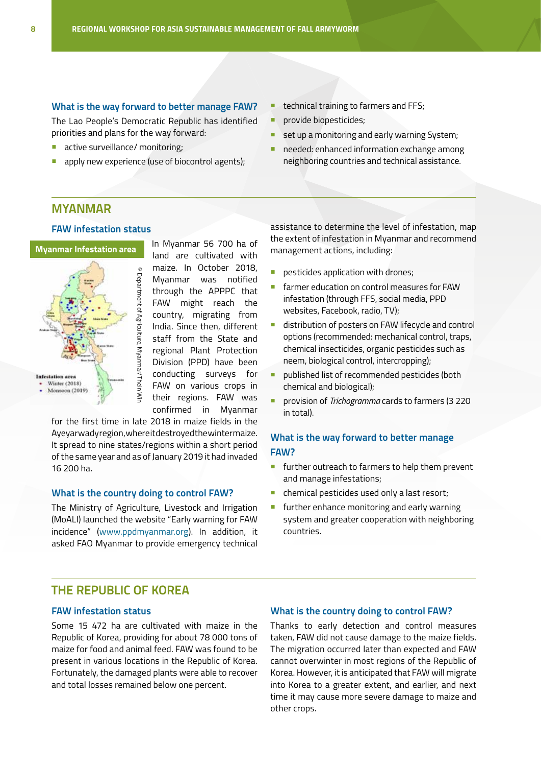### What is the way forward to better manage FAW?

The Lao People's Democratic Republic has identified priorities and plans for the way forward:

- active surveillance/ monitoring;
- apply new experience (use of biocontrol agents);
- technical training to farmers and FFS;
- provide biopesticides;
- set up a monitoring and early warning System;
- needed: enhanced information exchange among neighboring countries and technical assistance.

## MYANMAR

### FAW infestation status

Myanmar Infestation area

Infestation area
- Winter (2018)
- Monsoon (2019)

© Department of Agriculture, Myanmar/Thein Win

In Myanmar 56 700 ha of land are cultivated with maize. In October 2018, Myanmar was notified through the APPPC that FAW might reach the country, migrating from India. Since then, different staff from the State and regional Plant Protection Division (PPD) have been conducting surveys for FAW on various crops in their regions. FAW was confirmed in Myanmar for the first time in late 2018 in maize fields in the Ayeyarwady region, where it destroyed the winter maize. It spread to nine states/regions within a short period of the same year and as of January 2019 it had invaded 16 200 ha.

### What is the country doing to control FAW?

The Ministry of Agriculture, Livestock and Irrigation (MoALI) launched the website "Early warning for FAW incidence" (www.ppdmyanmar.org). In addition, it asked FAO Myanmar to provide emergency technical assistance to determine the level of infestation, map the extent of infestation in Myanmar and recommend management actions, including:

- pesticides application with drones;
- farmer education on control measures for FAW infestation (through FFS, social media, PPD websites, Facebook, radio, TV);
- distribution of posters on FAW lifecycle and control options (recommended: mechanical control, traps, chemical insecticides, organic pesticides such as neem, biological control, intercropping);
- published list of recommended pesticides (both chemical and biological);
- provision of *Trichogramma* cards to farmers (3 220 in total).

### What is the way forward to better manage FAW?

- further outreach to farmers to help them prevent and manage infestations;
- chemical pesticides used only a last resort;
- further enhance monitoring and early warning system and greater cooperation with neighboring countries.

## THE REPUBLIC OF KOREA

### FAW infestation status

Some 15 472 ha are cultivated with maize in the Republic of Korea, providing for about 78 000 tons of maize for food and animal feed. FAW was found to be present in various locations in the Republic of Korea. Fortunately, the damaged plants were able to recover and total losses remained below one percent.

### What is the country doing to control FAW?

Thanks to early detection and control measures taken, FAW did not cause damage to the maize fields. The migration occurred later than expected and FAW cannot overwinter in most regions of the Republic of Korea. However, it is anticipated that FAW will migrate into Korea to a greater extent, and earlier, and next time it may cause more severe damage to maize and other crops.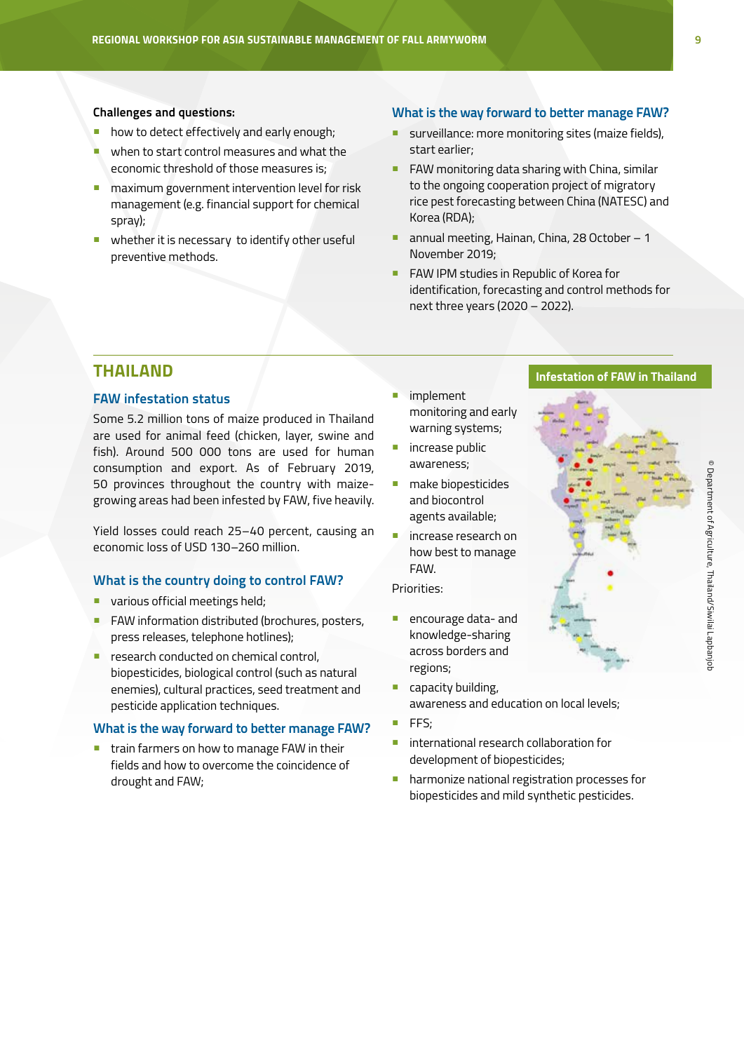**Challenges and questions:**

- how to detect effectively and early enough;
- when to start control measures and what the economic threshold of those measures is;
- maximum government intervention level for risk management (e.g. financial support for chemical spray);
- whether it is necessary to identify other useful preventive methods.

### What is the way forward to better manage FAW?

- surveillance: more monitoring sites (maize fields), start earlier;
- FAW monitoring data sharing with China, similar to the ongoing cooperation project of migratory rice pest forecasting between China (NATESC) and Korea (RDA);
- annual meeting, Hainan, China, 28 October – 1 November 2019;
- FAW IPM studies in Republic of Korea for identification, forecasting and control methods for next three years (2020 – 2022).

## THAILAND

### FAW infestation status

Some 5.2 million tons of maize produced in Thailand are used for animal feed (chicken, layer, swine and fish). Around 500 000 tons are used for human consumption and export. As of February 2019, 50 provinces throughout the country with maize-growing areas had been infested by FAW, five heavily.

Yield losses could reach 25–40 percent, causing an economic loss of USD 130–260 million.

### What is the country doing to control FAW?

- various official meetings held;
- FAW information distributed (brochures, posters, press releases, telephone hotlines);
- research conducted on chemical control, biopesticides, biological control (such as natural enemies), cultural practices, seed treatment and pesticide application techniques.

### What is the way forward to better manage FAW?

- train farmers on how to manage FAW in their fields and how to overcome the coincidence of drought and FAW;
- implement monitoring and early warning systems;
- increase public awareness;
- make biopesticides and biocontrol agents available;
- increase research on how best to manage FAW.

Priorities:

- encourage data- and knowledge-sharing across borders and regions;
- capacity building, awareness and education on local levels;
- FFS;
- international research collaboration for development of biopesticides;
- harmonize national registration processes for biopesticides and mild synthetic pesticides.

**Infestation of FAW in Thailand**

© Department of Agriculture, Thailand/Siwilai Lapbanjob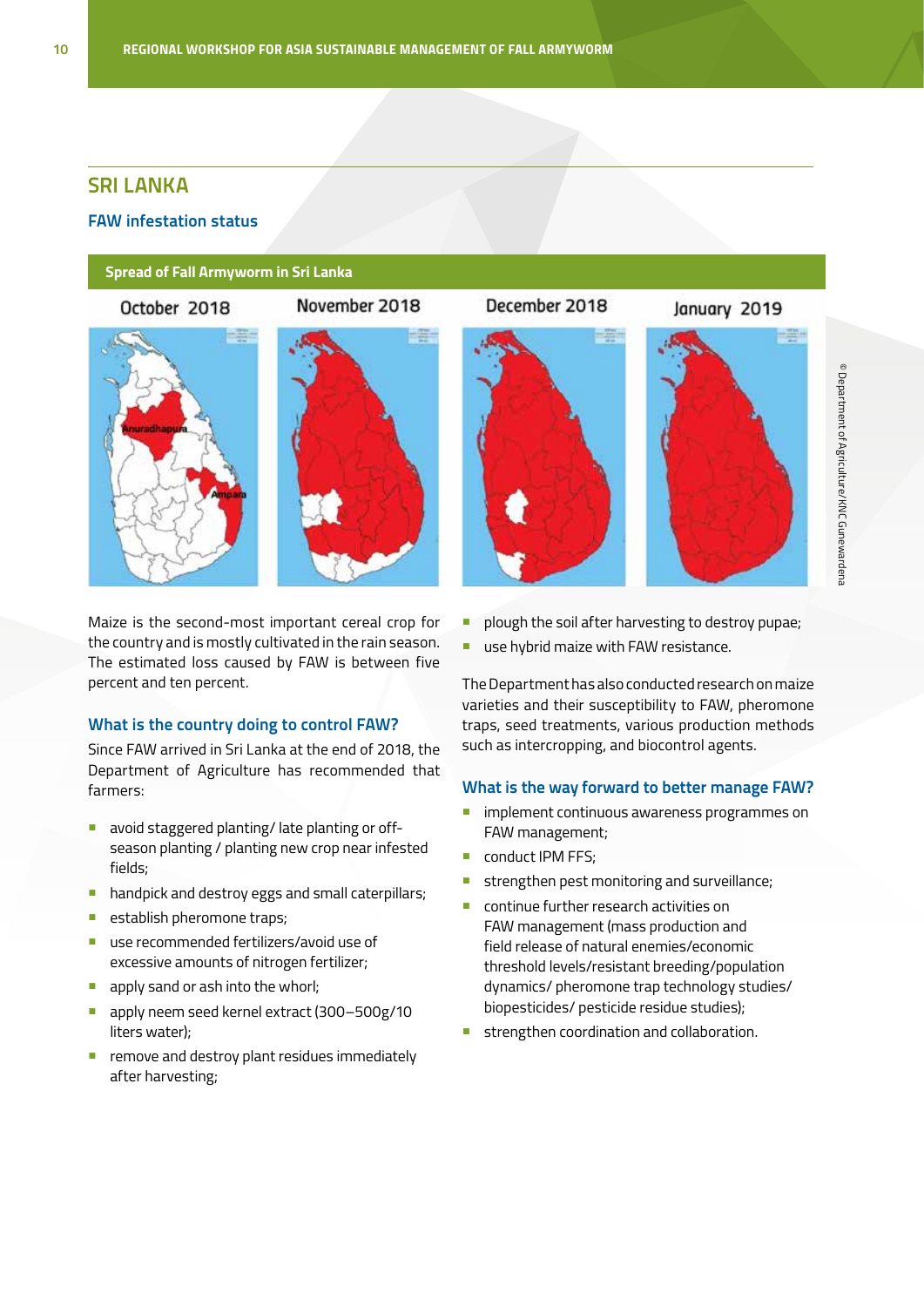## SRI LANKA

### FAW infestation status

**Spread of Fall Armyworm in Sri Lanka**

October 2018 | November 2018 | December 2018 | January 2019

Anuradhapura

Ampara

© Department of Agriculture/KNC Gunewardena

Maize is the second-most important cereal crop for the country and is mostly cultivated in the rain season. The estimated loss caused by FAW is between five percent and ten percent.

### What is the country doing to control FAW?

Since FAW arrived in Sri Lanka at the end of 2018, the Department of Agriculture has recommended that farmers:

- avoid staggered planting/ late planting or off-season planting / planting new crop near infested fields;
- handpick and destroy eggs and small caterpillars;
- establish pheromone traps;
- use recommended fertilizers/avoid use of excessive amounts of nitrogen fertilizer;
- apply sand or ash into the whorl;
- apply neem seed kernel extract (300–500g/10 liters water);
- remove and destroy plant residues immediately after harvesting;
- plough the soil after harvesting to destroy pupae;
- use hybrid maize with FAW resistance.

The Department has also conducted research on maize varieties and their susceptibility to FAW, pheromone traps, seed treatments, various production methods such as intercropping, and biocontrol agents.

### What is the way forward to better manage FAW?

- implement continuous awareness programmes on FAW management;
- conduct IPM FFS;
- strengthen pest monitoring and surveillance;
- continue further research activities on FAW management (mass production and field release of natural enemies/economic threshold levels/resistant breeding/population dynamics/ pheromone trap technology studies/ biopesticides/ pesticide residue studies);
- strengthen coordination and collaboration.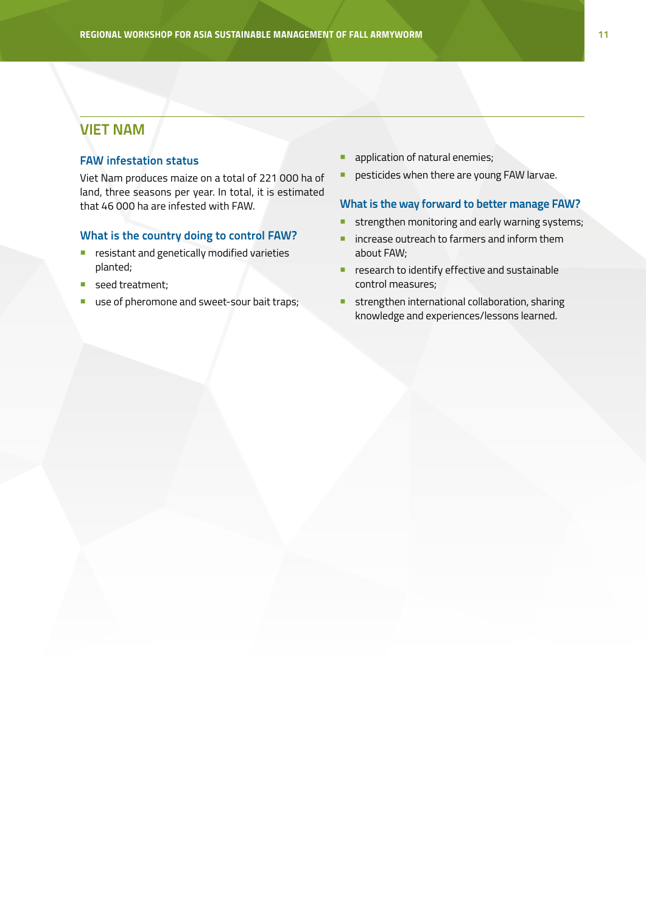## VIET NAM

### FAW infestation status

Viet Nam produces maize on a total of 221 000 ha of land, three seasons per year. In total, it is estimated that 46 000 ha are infested with FAW.

### What is the country doing to control FAW?

- resistant and genetically modified varieties planted;
- seed treatment;
- use of pheromone and sweet-sour bait traps;
- application of natural enemies;
- pesticides when there are young FAW larvae.

### What is the way forward to better manage FAW?

- strengthen monitoring and early warning systems;
- increase outreach to farmers and inform them about FAW;
- research to identify effective and sustainable control measures;
- strengthen international collaboration, sharing knowledge and experiences/lessons learned.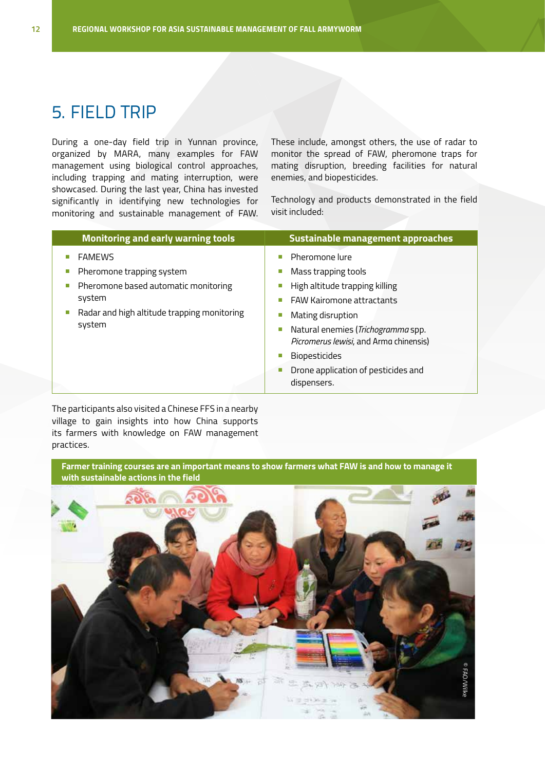# 5. FIELD TRIP

During a one-day field trip in Yunnan province, organized by MARA, many examples for FAW management using biological control approaches, including trapping and mating interruption, were showcased. During the last year, China has invested significantly in identifying new technologies for monitoring and sustainable management of FAW. These include, amongst others, the use of radar to monitor the spread of FAW, pheromone traps for mating disruption, breeding facilities for natural enemies, and biopesticides.

Technology and products demonstrated in the field visit included:

| Monitoring and early warning tools | Sustainable management approaches |
|---|---|
| - FAMEWS<br>- Pheromone trapping system<br>- Pheromone based automatic monitoring system<br>- Radar and high altitude trapping monitoring system | - Pheromone lure<br>- Mass trapping tools<br>- High altitude trapping killing<br>- FAW Kairomone attractants<br>- Mating disruption<br>- Natural enemies (*Trichogramma* spp. *Picromerus lewisi*, and Arma chinensis)<br>- Biopesticides<br>- Drone application of pesticides and dispensers. |

The participants also visited a Chinese FFS in a nearby village to gain insights into how China supports its farmers with knowledge on FAW management practices.

**Farmer training courses are an important means to show farmers what FAW is and how to manage it with sustainable actions in the field**

© FAO/Wilke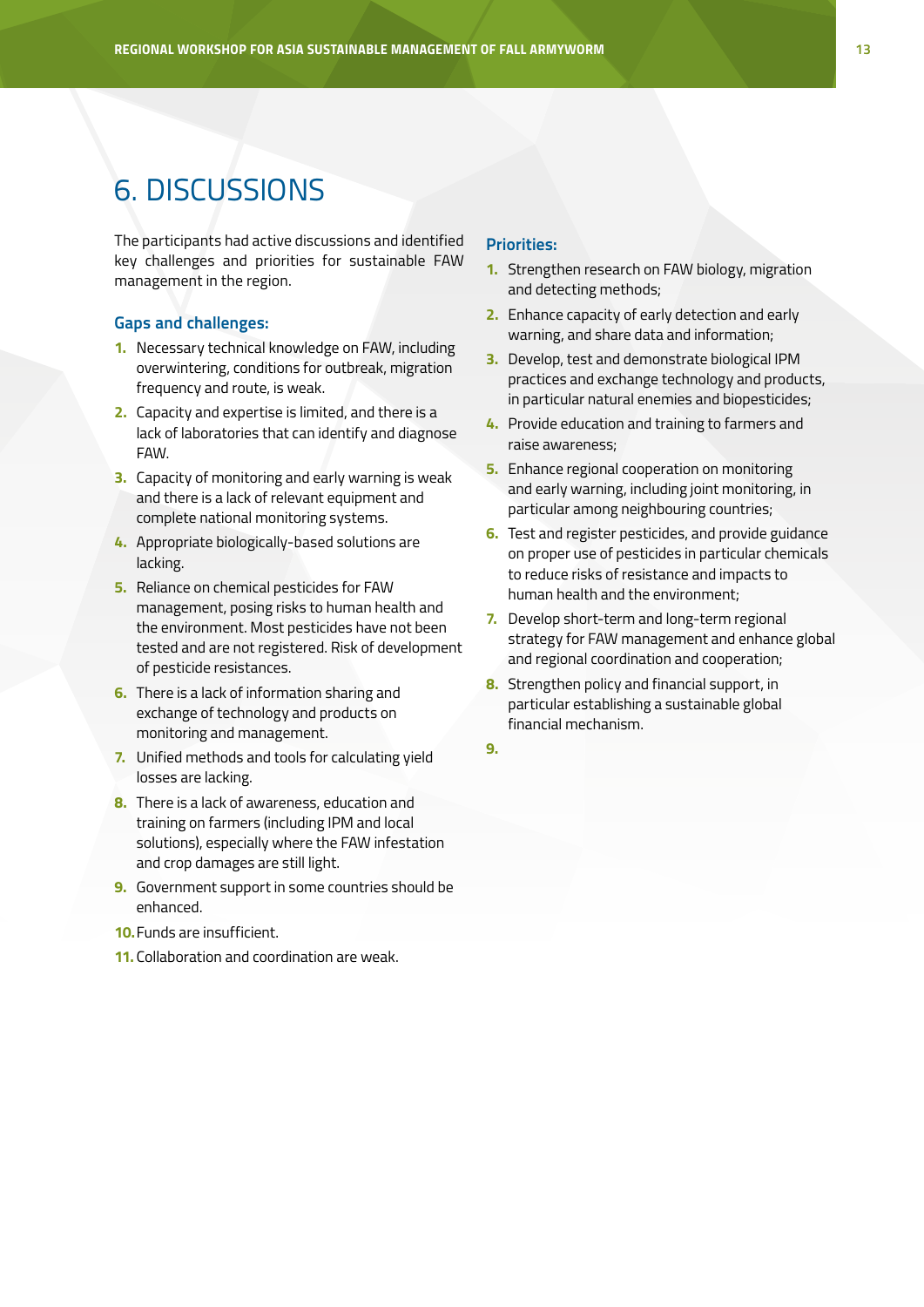# 6. DISCUSSIONS

The participants had active discussions and identified key challenges and priorities for sustainable FAW management in the region.

### Gaps and challenges:

1. Necessary technical knowledge on FAW, including overwintering, conditions for outbreak, migration frequency and route, is weak.
2. Capacity and expertise is limited, and there is a lack of laboratories that can identify and diagnose FAW.
3. Capacity of monitoring and early warning is weak and there is a lack of relevant equipment and complete national monitoring systems.
4. Appropriate biologically-based solutions are lacking.
5. Reliance on chemical pesticides for FAW management, posing risks to human health and the environment. Most pesticides have not been tested and are not registered. Risk of development of pesticide resistances.
6. There is a lack of information sharing and exchange of technology and products on monitoring and management.
7. Unified methods and tools for calculating yield losses are lacking.
8. There is a lack of awareness, education and training on farmers (including IPM and local solutions), especially where the FAW infestation and crop damages are still light.
9. Government support in some countries should be enhanced.
10. Funds are insufficient.
11. Collaboration and coordination are weak.

### Priorities:

1. Strengthen research on FAW biology, migration and detecting methods;
2. Enhance capacity of early detection and early warning, and share data and information;
3. Develop, test and demonstrate biological IPM practices and exchange technology and products, in particular natural enemies and biopesticides;
4. Provide education and training to farmers and raise awareness;
5. Enhance regional cooperation on monitoring and early warning, including joint monitoring, in particular among neighbouring countries;
6. Test and register pesticides, and provide guidance on proper use of pesticides in particular chemicals to reduce risks of resistance and impacts to human health and the environment;
7. Develop short-term and long-term regional strategy for FAW management and enhance global and regional coordination and cooperation;
8. Strengthen policy and financial support, in particular establishing a sustainable global financial mechanism.
9.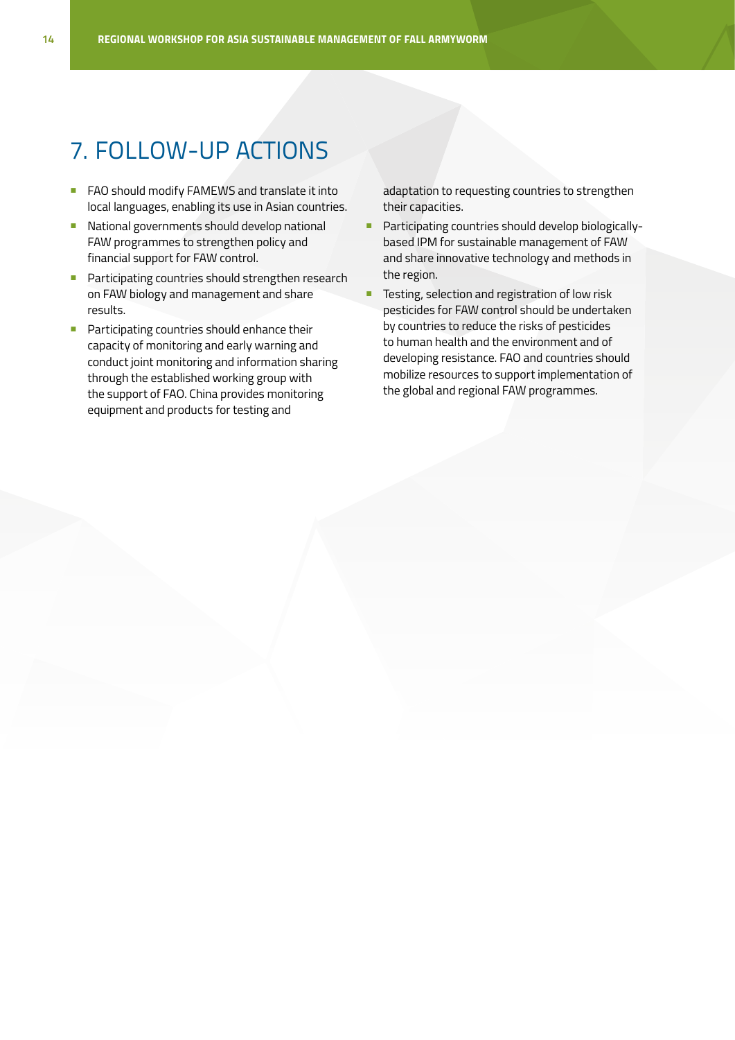# 7. FOLLOW-UP ACTIONS

- FAO should modify FAMEWS and translate it into local languages, enabling its use in Asian countries.
- National governments should develop national FAW programmes to strengthen policy and financial support for FAW control.
- Participating countries should strengthen research on FAW biology and management and share results.
- Participating countries should enhance their capacity of monitoring and early warning and conduct joint monitoring and information sharing through the established working group with the support of FAO. China provides monitoring equipment and products for testing and adaptation to requesting countries to strengthen their capacities.
- Participating countries should develop biologically-based IPM for sustainable management of FAW and share innovative technology and methods in the region.
- Testing, selection and registration of low risk pesticides for FAW control should be undertaken by countries to reduce the risks of pesticides to human health and the environment and of developing resistance. FAO and countries should mobilize resources to support implementation of the global and regional FAW programmes.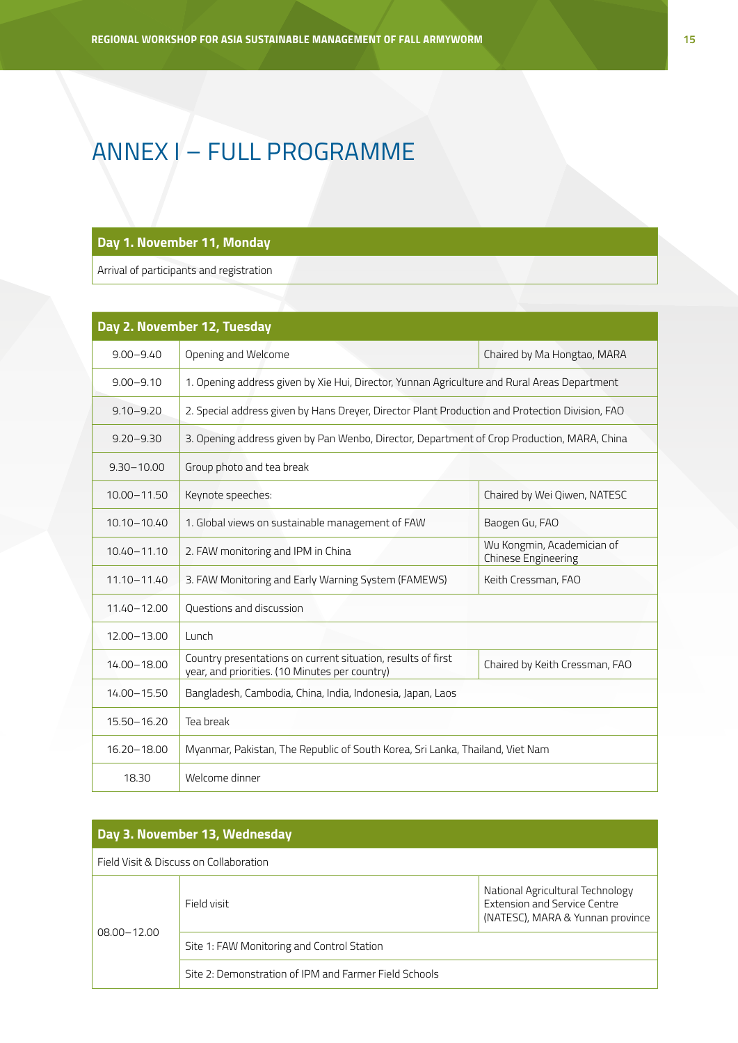# ANNEX I – FULL PROGRAMME

| Day 1. November 11, Monday |
|---|
| Arrival of participants and registration |

| Day 2. November 12, Tuesday | | |
|---|---|---|
| 9.00–9.40 | Opening and Welcome | Chaired by Ma Hongtao, MARA |
| 9.00–9.10 | 1. Opening address given by Xie Hui, Director, Yunnan Agriculture and Rural Areas Department | |
| 9.10–9.20 | 2. Special address given by Hans Dreyer, Director Plant Production and Protection Division, FAO | |
| 9.20–9.30 | 3. Opening address given by Pan Wenbo, Director, Department of Crop Production, MARA, China | |
| 9.30–10.00 | Group photo and tea break | |
| 10.00–11.50 | Keynote speeches: | Chaired by Wei Qiwen, NATESC |
| 10.10–10.40 | 1. Global views on sustainable management of FAW | Baogen Gu, FAO |
| 10.40–11.10 | 2. FAW monitoring and IPM in China | Wu Kongmin, Academician of Chinese Engineering |
| 11.10–11.40 | 3. FAW Monitoring and Early Warning System (FAMEWS) | Keith Cressman, FAO |
| 11.40–12.00 | Questions and discussion | |
| 12.00–13.00 | Lunch | |
| 14.00–18.00 | Country presentations on current situation, results of first year, and priorities. (10 Minutes per country) | Chaired by Keith Cressman, FAO |
| 14.00–15.50 | Bangladesh, Cambodia, China, India, Indonesia, Japan, Laos | |
| 15.50–16.20 | Tea break | |
| 16.20–18.00 | Myanmar, Pakistan, The Republic of South Korea, Sri Lanka, Thailand, Viet Nam | |
| 18.30 | Welcome dinner | |

| Day 3. November 13, Wednesday | | |
|---|---|---|
| Field Visit & Discuss on Collaboration | | |
| 08.00–12.00 | Field visit | National Agricultural Technology Extension and Service Centre (NATESC), MARA & Yunnan province |
| | Site 1: FAW Monitoring and Control Station | |
| | Site 2: Demonstration of IPM and Farmer Field Schools | |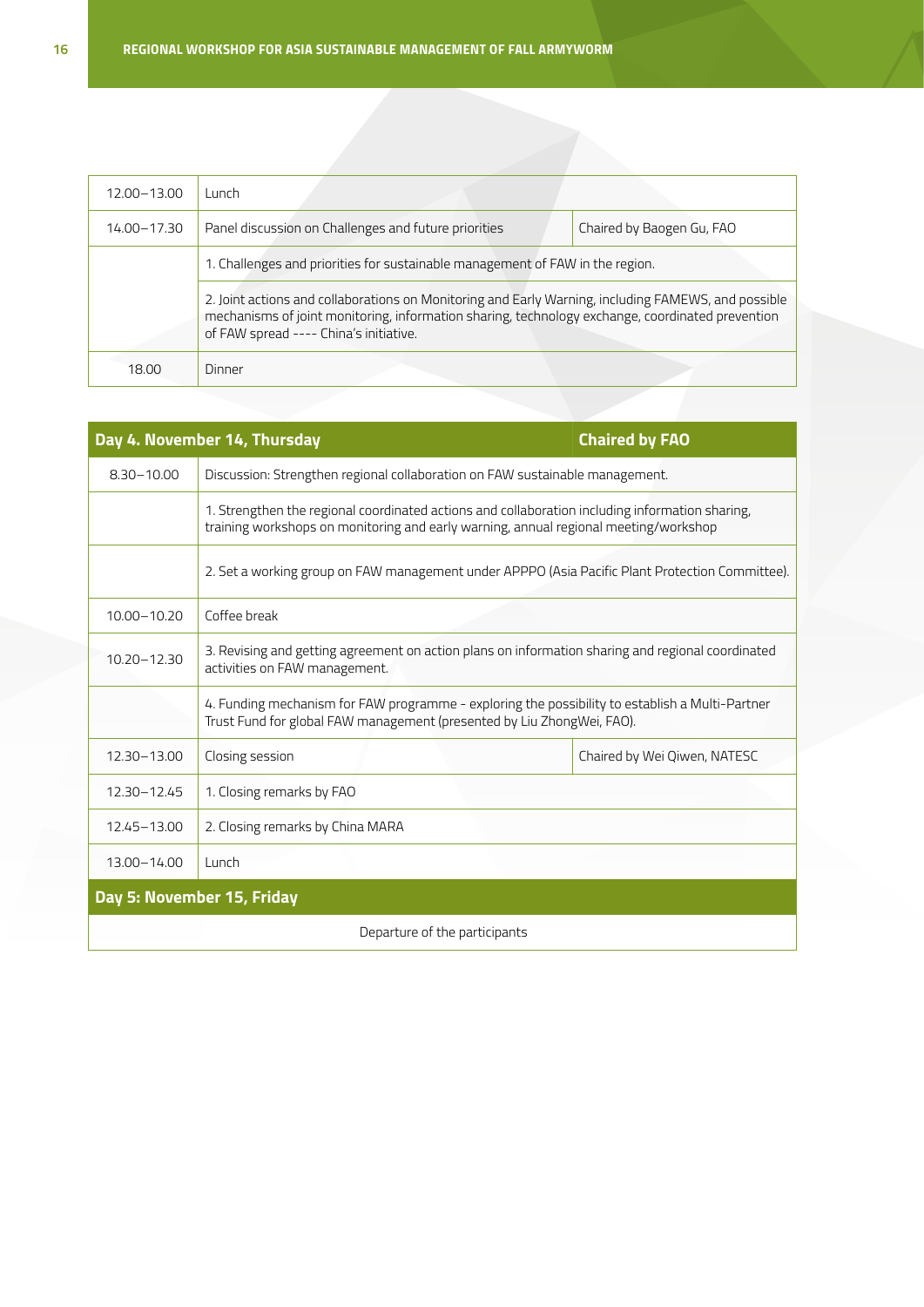| | | |
|---|---|---|
| 12.00–13.00 | Lunch | |
| 14.00–17.30 | Panel discussion on Challenges and future priorities | Chaired by Baogen Gu, FAO |
| | 1. Challenges and priorities for sustainable management of FAW in the region. | |
| | 2. Joint actions and collaborations on Monitoring and Early Warning, including FAMEWS, and possible mechanisms of joint monitoring, information sharing, technology exchange, coordinated prevention of FAW spread ---- China's initiative. | |
| 18.00 | Dinner | |

| **Day 4. November 14, Thursday** | | **Chaired by FAO** |
|---|---|---|
| 8.30–10.00 | Discussion: Strengthen regional collaboration on FAW sustainable management. | |
| | 1. Strengthen the regional coordinated actions and collaboration including information sharing, training workshops on monitoring and early warning, annual regional meeting/workshop | |
| | 2. Set a working group on FAW management under APPPO (Asia Pacific Plant Protection Committee). | |
| 10.00–10.20 | Coffee break | |
| 10.20–12.30 | 3. Revising and getting agreement on action plans on information sharing and regional coordinated activities on FAW management. | |
| | 4. Funding mechanism for FAW programme - exploring the possibility to establish a Multi-Partner Trust Fund for global FAW management (presented by Liu ZhongWei, FAO). | |
| 12.30–13.00 | Closing session | Chaired by Wei Qiwen, NATESC |
| 12.30–12.45 | 1. Closing remarks by FAO | |
| 12.45–13.00 | 2. Closing remarks by China MARA | |
| 13.00–14.00 | Lunch | |
| **Day 5: November 15, Friday** | | |
| Departure of the participants | | |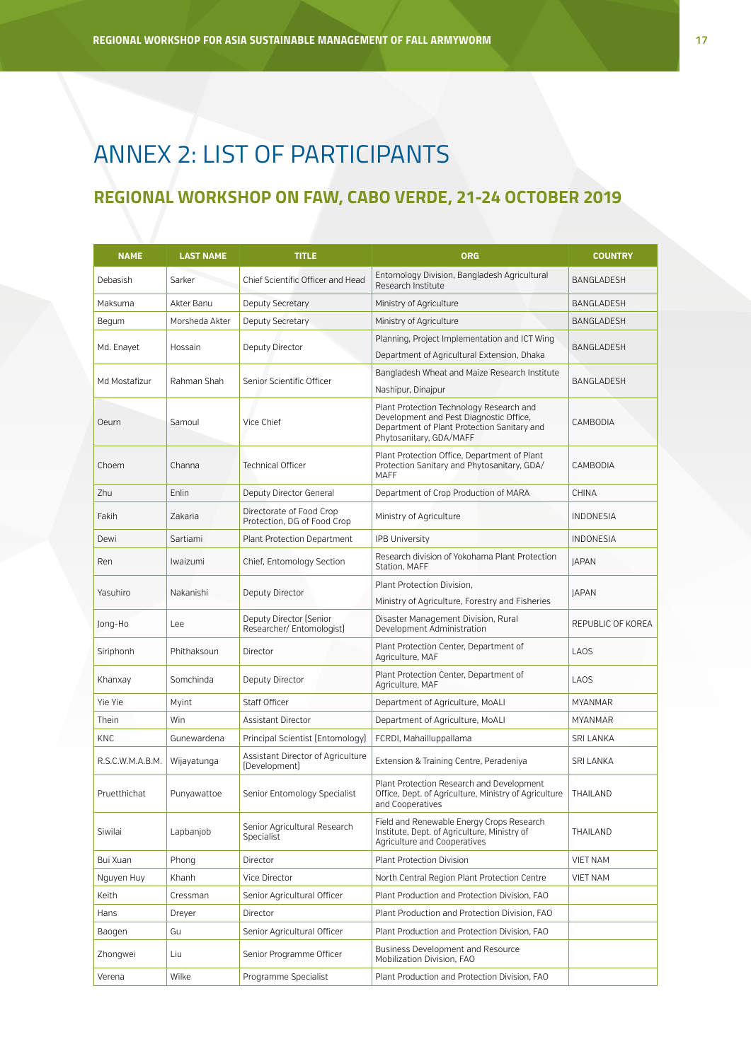# ANNEX 2: LIST OF PARTICIPANTS

## REGIONAL WORKSHOP ON FAW, CABO VERDE, 21-24 OCTOBER 2019

| NAME | LAST NAME | TITLE | ORG | COUNTRY |
|---|---|---|---|---|
| Debasish | Sarker | Chief Scientific Officer and Head | Entomology Division, Bangladesh Agricultural Research Institute | BANGLADESH |
| Maksuma | Akter Banu | Deputy Secretary | Ministry of Agriculture | BANGLADESH |
| Begum | Morsheda Akter | Deputy Secretary | Ministry of Agriculture | BANGLADESH |
| Md. Enayet | Hossain | Deputy Director | Planning, Project Implementation and ICT Wing<br>Department of Agricultural Extension, Dhaka | BANGLADESH |
| Md Mostafizur | Rahman Shah | Senior Scientific Officer | Bangladesh Wheat and Maize Research Institute<br>Nashipur, Dinajpur | BANGLADESH |
| Oeurn | Samoul | Vice Chief | Plant Protection Technology Research and Development and Pest Diagnostic Office, Department of Plant Protection Sanitary and Phytosanitary, GDA/MAFF | CAMBODIA |
| Choem | Channa | Technical Officer | Plant Protection Office, Department of Plant Protection Sanitary and Phytosanitary, GDA/ MAFF | CAMBODIA |
| Zhu | Enlin | Deputy Director General | Department of Crop Production of MARA | CHINA |
| Fakih | Zakaria | Directorate of Food Crop Protection, DG of Food Crop | Ministry of Agriculture | INDONESIA |
| Dewi | Sartiami | Plant Protection Department | IPB University | INDONESIA |
| Ren | Iwaizumi | Chief, Entomology Section | Research division of Yokohama Plant Protection Station, MAFF | JAPAN |
| Yasuhiro | Nakanishi | Deputy Director | Plant Protection Division,<br>Ministry of Agriculture, Forestry and Fisheries | JAPAN |
| Jong-Ho | Lee | Deputy Director (Senior Researcher/ Entomologist) | Disaster Management Division, Rural Development Administration | REPUBLIC OF KOREA |
| Siriphonh | Phithaksoun | Director | Plant Protection Center, Department of Agriculture, MAF | LAOS |
| Khanxay | Somchinda | Deputy Director | Plant Protection Center, Department of Agriculture, MAF | LAOS |
| Yie Yie | Myint | Staff Officer | Department of Agriculture, MoALI | MYANMAR |
| Thein | Win | Assistant Director | Department of Agriculture, MoALI | MYANMAR |
| KNC | Gunewardena | Principal Scientist (Entomology) | FCRDI, Mahailluppallama | SRI LANKA |
| R.S.C.W.M.A.B.M. | Wijayatunga | Assistant Director of Agriculture (Development) | Extension & Training Centre, Peradeniya | SRI LANKA |
| Pruetthichat | Punyawattoe | Senior Entomology Specialist | Plant Protection Research and Development Office, Dept. of Agriculture, Ministry of Agriculture and Cooperatives | THAILAND |
| Siwilai | Lapbanjob | Senior Agricultural Research Specialist | Field and Renewable Energy Crops Research Institute, Dept. of Agriculture, Ministry of Agriculture and Cooperatives | THAILAND |
| Bui Xuan | Phong | Director | Plant Protection Division | VIET NAM |
| Nguyen Huy | Khanh | Vice Director | North Central Region Plant Protection Centre | VIET NAM |
| Keith | Cressman | Senior Agricultural Officer | Plant Production and Protection Division, FAO | |
| Hans | Dreyer | Director | Plant Production and Protection Division, FAO | |
| Baogen | Gu | Senior Agricultural Officer | Plant Production and Protection Division, FAO | |
| Zhongwei | Liu | Senior Programme Officer | Business Development and Resource Mobilization Division, FAO | |
| Verena | Wilke | Programme Specialist | Plant Production and Protection Division, FAO | |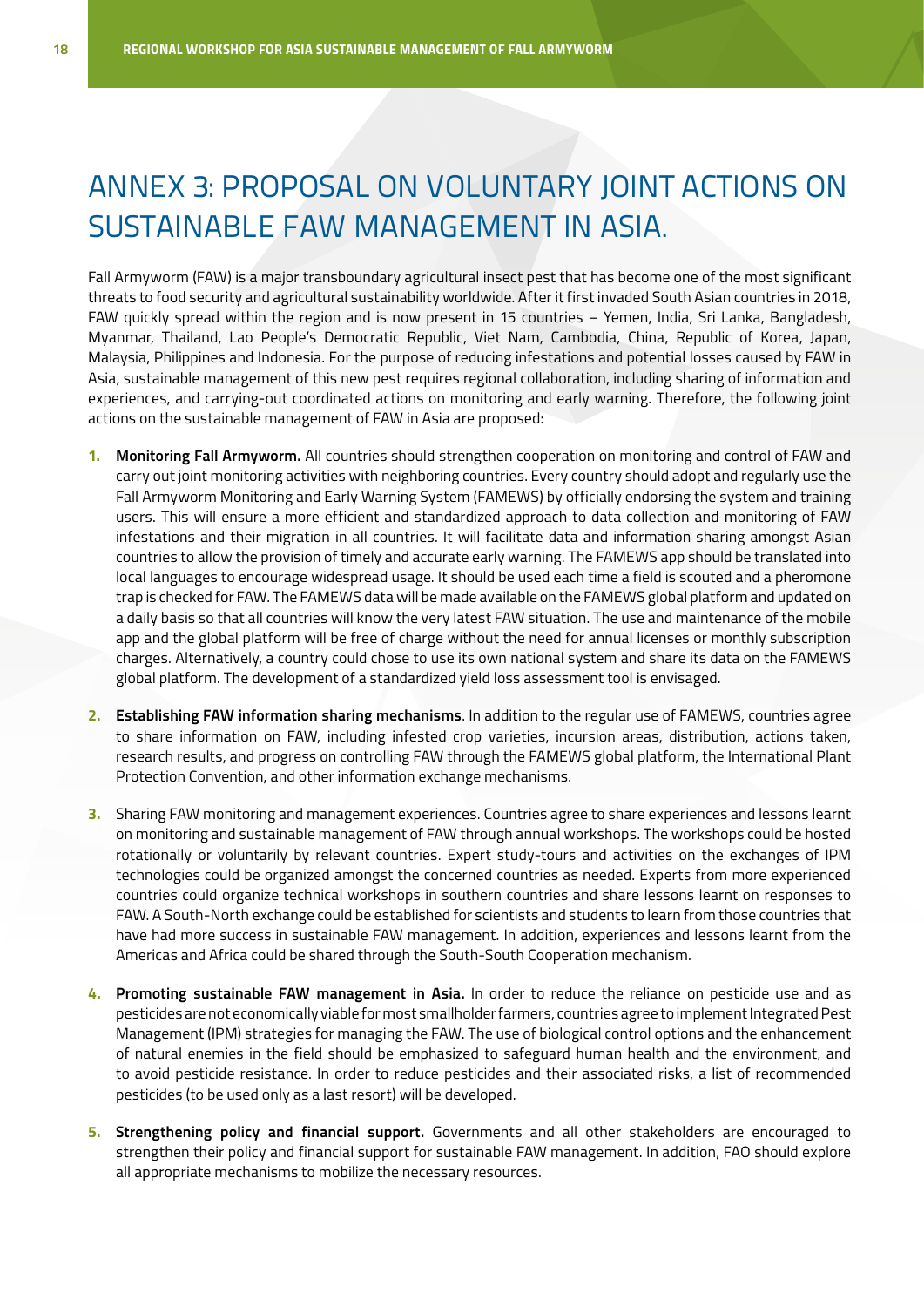# ANNEX 3: PROPOSAL ON VOLUNTARY JOINT ACTIONS ON SUSTAINABLE FAW MANAGEMENT IN ASIA.

Fall Armyworm (FAW) is a major transboundary agricultural insect pest that has become one of the most significant threats to food security and agricultural sustainability worldwide. After it first invaded South Asian countries in 2018, FAW quickly spread within the region and is now present in 15 countries – Yemen, India, Sri Lanka, Bangladesh, Myanmar, Thailand, Lao People's Democratic Republic, Viet Nam, Cambodia, China, Republic of Korea, Japan, Malaysia, Philippines and Indonesia. For the purpose of reducing infestations and potential losses caused by FAW in Asia, sustainable management of this new pest requires regional collaboration, including sharing of information and experiences, and carrying-out coordinated actions on monitoring and early warning. Therefore, the following joint actions on the sustainable management of FAW in Asia are proposed:

1. **Monitoring Fall Armyworm.** All countries should strengthen cooperation on monitoring and control of FAW and carry out joint monitoring activities with neighboring countries. Every country should adopt and regularly use the Fall Armyworm Monitoring and Early Warning System (FAMEWS) by officially endorsing the system and training users. This will ensure a more efficient and standardized approach to data collection and monitoring of FAW infestations and their migration in all countries. It will facilitate data and information sharing amongst Asian countries to allow the provision of timely and accurate early warning. The FAMEWS app should be translated into local languages to encourage widespread usage. It should be used each time a field is scouted and a pheromone trap is checked for FAW. The FAMEWS data will be made available on the FAMEWS global platform and updated on a daily basis so that all countries will know the very latest FAW situation. The use and maintenance of the mobile app and the global platform will be free of charge without the need for annual licenses or monthly subscription charges. Alternatively, a country could chose to use its own national system and share its data on the FAMEWS global platform. The development of a standardized yield loss assessment tool is envisaged.

2. **Establishing FAW information sharing mechanisms**. In addition to the regular use of FAMEWS, countries agree to share information on FAW, including infested crop varieties, incursion areas, distribution, actions taken, research results, and progress on controlling FAW through the FAMEWS global platform, the International Plant Protection Convention, and other information exchange mechanisms.

3. Sharing FAW monitoring and management experiences. Countries agree to share experiences and lessons learnt on monitoring and sustainable management of FAW through annual workshops. The workshops could be hosted rotationally or voluntarily by relevant countries. Expert study-tours and activities on the exchanges of IPM technologies could be organized amongst the concerned countries as needed. Experts from more experienced countries could organize technical workshops in southern countries and share lessons learnt on responses to FAW. A South-North exchange could be established for scientists and students to learn from those countries that have had more success in sustainable FAW management. In addition, experiences and lessons learnt from the Americas and Africa could be shared through the South-South Cooperation mechanism.

4. **Promoting sustainable FAW management in Asia.** In order to reduce the reliance on pesticide use and as pesticides are not economically viable for most smallholder farmers, countries agree to implement Integrated Pest Management (IPM) strategies for managing the FAW. The use of biological control options and the enhancement of natural enemies in the field should be emphasized to safeguard human health and the environment, and to avoid pesticide resistance. In order to reduce pesticides and their associated risks, a list of recommended pesticides (to be used only as a last resort) will be developed.

5. **Strengthening policy and financial support.** Governments and all other stakeholders are encouraged to strengthen their policy and financial support for sustainable FAW management. In addition, FAO should explore all appropriate mechanisms to mobilize the necessary resources.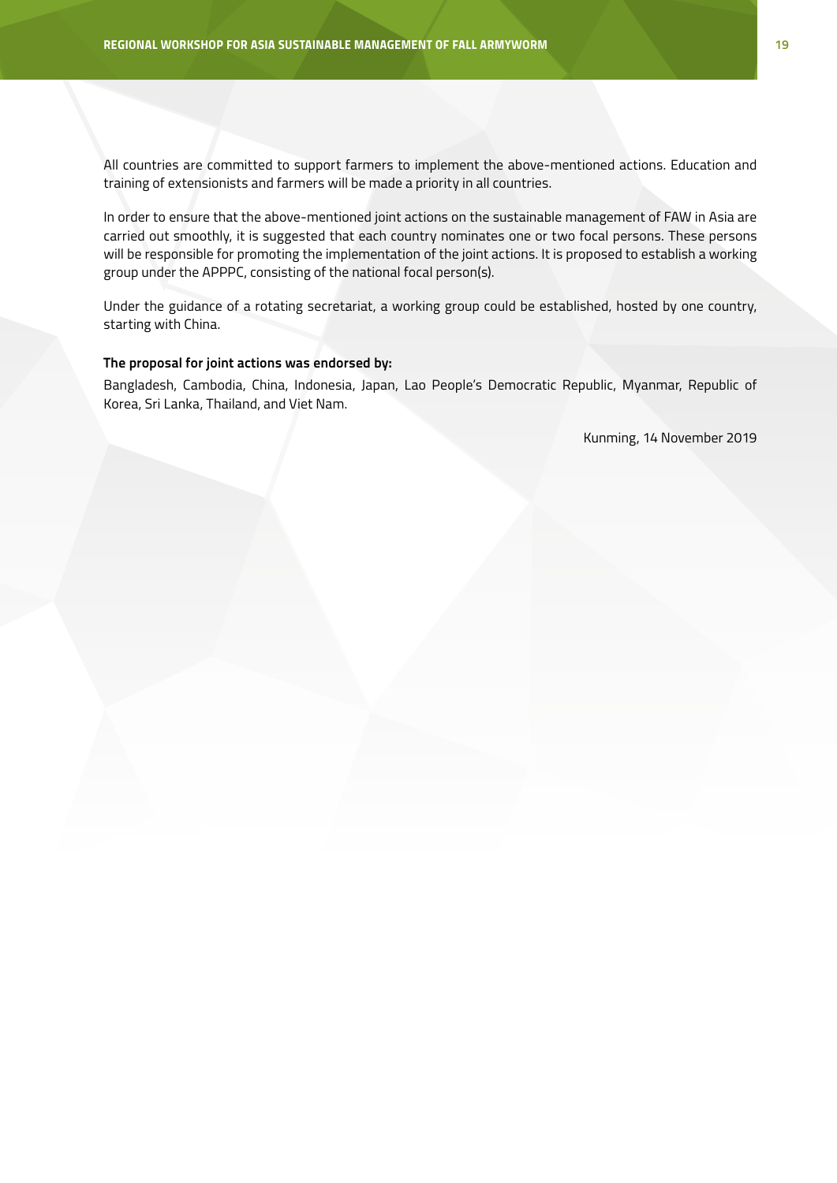All countries are committed to support farmers to implement the above-mentioned actions. Education and training of extensionists and farmers will be made a priority in all countries.

In order to ensure that the above-mentioned joint actions on the sustainable management of FAW in Asia are carried out smoothly, it is suggested that each country nominates one or two focal persons. These persons will be responsible for promoting the implementation of the joint actions. It is proposed to establish a working group under the APPPC, consisting of the national focal person(s).

Under the guidance of a rotating secretariat, a working group could be established, hosted by one country, starting with China.

**The proposal for joint actions was endorsed by:**

Bangladesh, Cambodia, China, Indonesia, Japan, Lao People's Democratic Republic, Myanmar, Republic of Korea, Sri Lanka, Thailand, and Viet Nam.

Kunming, 14 November 2019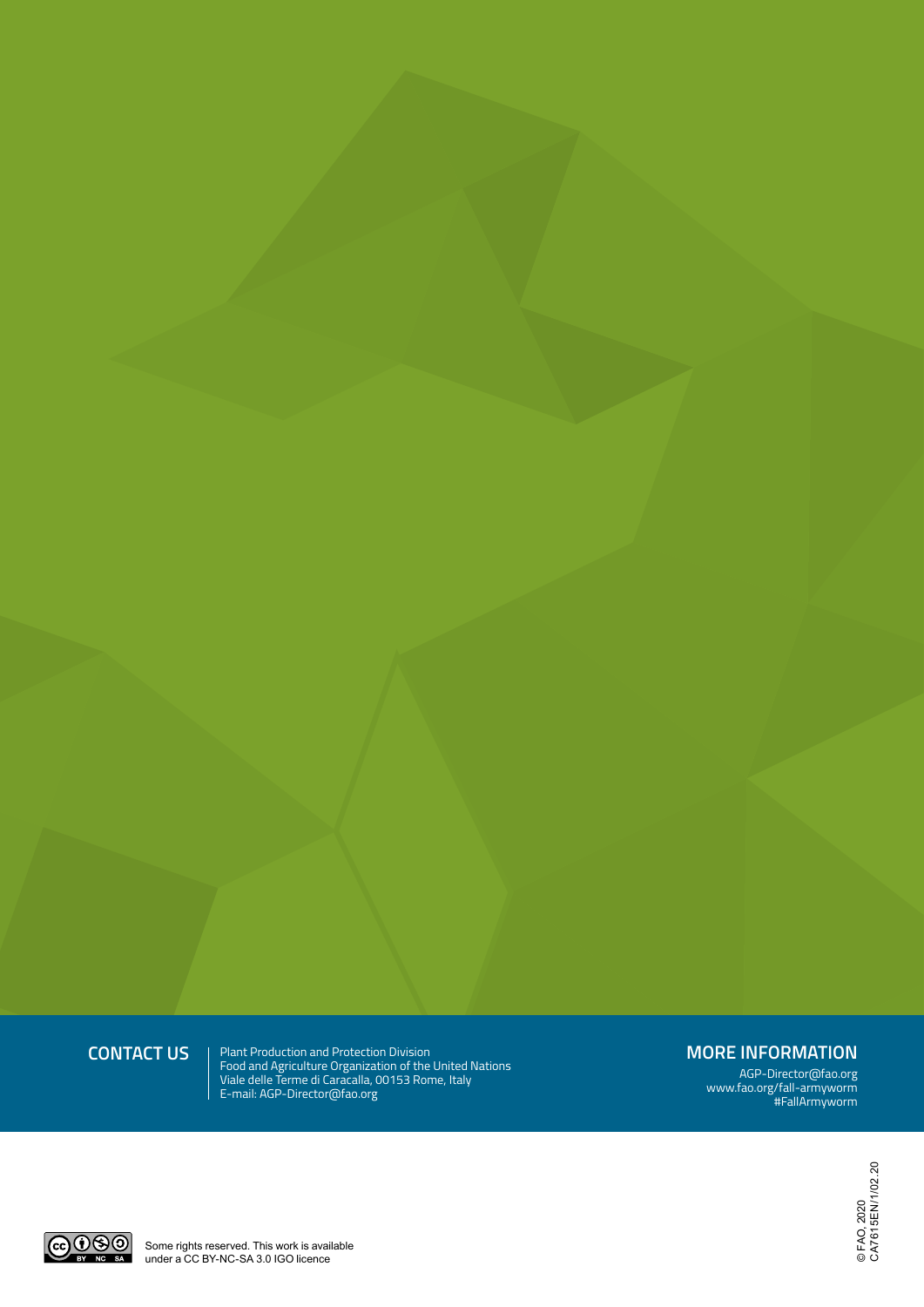**CONTACT US**

Plant Production and Protection Division
Food and Agriculture Organization of the United Nations
Viale delle Terme di Caracalla, 00153 Rome, Italy
E-mail: AGP-Director@fao.org

**MORE INFORMATION**

AGP-Director@fao.org
www.fao.org/fall-armyworm
#FallArmyworm

Some rights reserved. This work is available under a CC BY-NC-SA 3.0 IGO licence

© FAO, 2020
CA7615EN/1/02.20